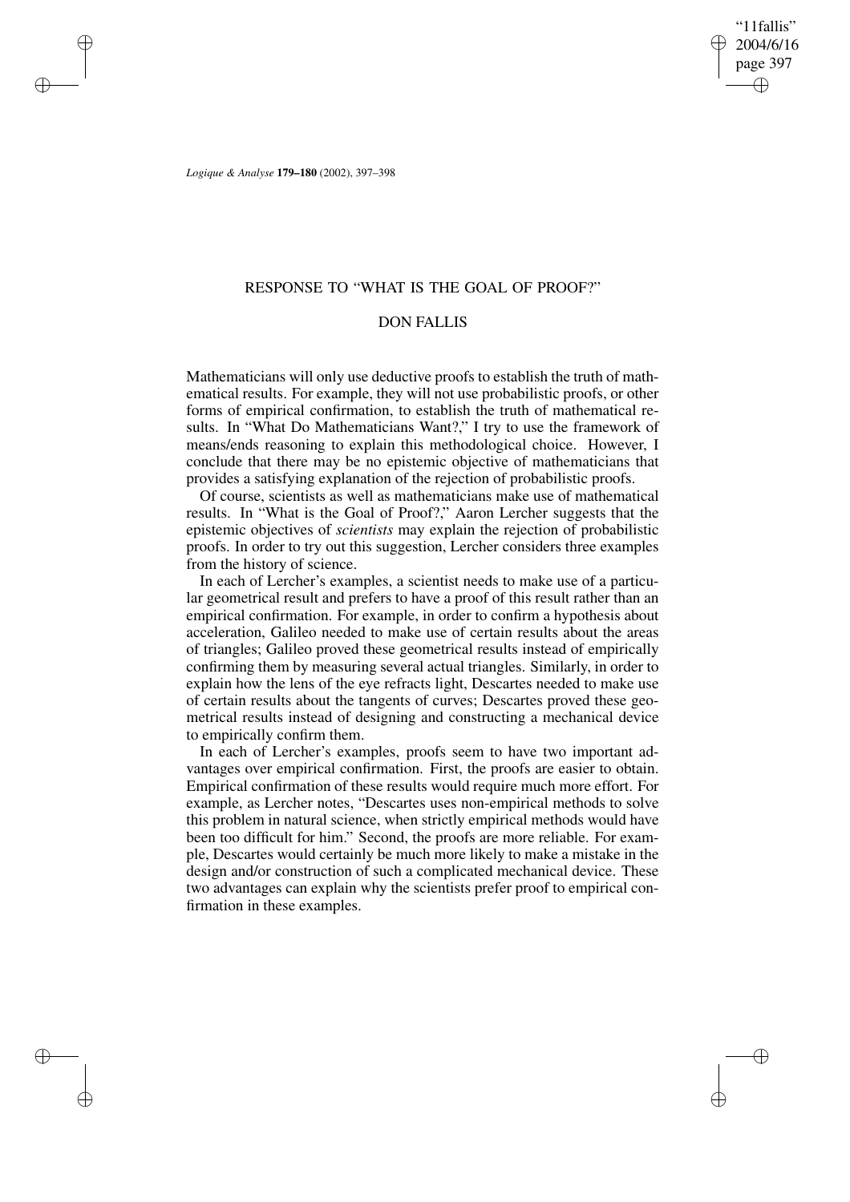# RESPONSE TO "WHAT IS THE GOAL OF PROOF?"

## DON FALLIS

Mathematicians will only use deductive proofs to establish the truth of mathematical results. For example, they will not use probabilistic proofs, or other forms of empirical confirmation, to establish the truth of mathematical results. In "What Do Mathematicians Want?," I try to use the framework of means/ends reasoning to explain this methodological choice. However, I conclude that there may be no epistemic objective of mathematicians that provides a satisfying explanation of the rejection of probabilistic proofs.

Of course, scientists as well as mathematicians make use of mathematical results. In "What is the Goal of Proof?," Aaron Lercher suggests that the epistemic objectives of *scientists* may explain the rejection of probabilistic proofs. In order to try out this suggestion, Lercher considers three examples from the history of science.

In each of Lercher's examples, a scientist needs to make use of a particular geometrical result and prefers to have a proof of this result rather than an empirical confirmation. For example, in order to confirm a hypothesis about acceleration, Galileo needed to make use of certain results about the areas of triangles; Galileo proved these geometrical results instead of empirically confirming them by measuring several actual triangles. Similarly, in order to explain how the lens of the eye refracts light, Descartes needed to make use of certain results about the tangents of curves; Descartes proved these geometrical results instead of designing and constructing a mechanical device to empirically confirm them.

In each of Lercher's examples, proofs seem to have two important advantages over empirical confirmation. First, the proofs are easier to obtain. Empirical confirmation of these results would require much more effort. For example, as Lercher notes, "Descartes uses non-empirical methods to solve this problem in natural science, when strictly empirical methods would have been too difficult for him." Second, the proofs are more reliable. For example, Descartes would certainly be much more likely to make a mistake in the design and/or construction of such a complicated mechanical device. These two advantages can explain why the scientists prefer proof to empirical confirmation in these examples.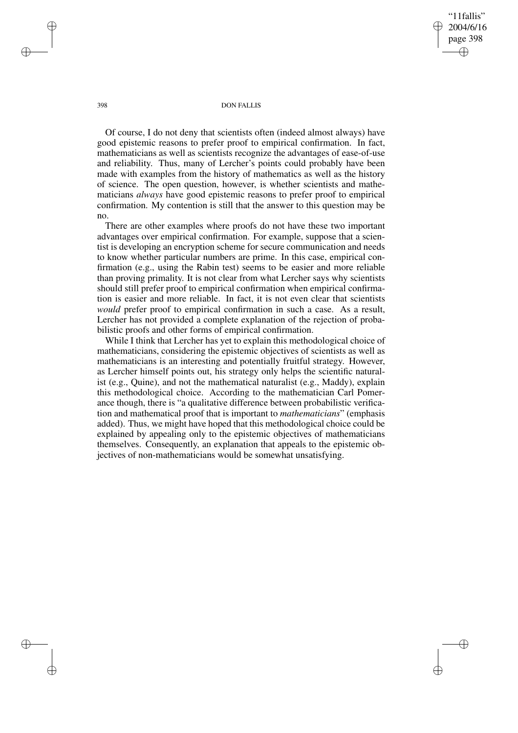Of course, I do not deny that scientists often (indeed almost always) have good epistemic reasons to prefer proof to empirical confirmation. In fact, mathematicians as well as scientists recognize the advantages of ease-of-use and reliability. Thus, many of Lercher's points could probably have been made with examples from the history of mathematics as well as the history of science. The open question, however, is whether scientists and mathematicians *always* have good epistemic reasons to prefer proof to empirical confirmation. My contention is still that the answer to this question may be no.

There are other examples where proofs do not have these two important advantages over empirical confirmation. For example, suppose that a scientist is developing an encryption scheme for secure communication and needs to know whether particular numbers are prime. In this case, empirical confirmation (e.g., using the Rabin test) seems to be easier and more reliable than proving primality. It is not clear from what Lercher says why scientists should still prefer proof to empirical confirmation when empirical confirmation is easier and more reliable. In fact, it is not even clear that scientists *would* prefer proof to empirical confirmation in such a case. As a result, Lercher has not provided a complete explanation of the rejection of probabilistic proofs and other forms of empirical confirmation.

While I think that Lercher has yet to explain this methodological choice of mathematicians, considering the epistemic objectives of scientists as well as mathematicians is an interesting and potentially fruitful strategy. However, as Lercher himself points out, his strategy only helps the scientific naturalist (e.g., Quine), and not the mathematical naturalist (e.g., Maddy), explain this methodological choice. According to the mathematician Carl Pomerance though, there is "a qualitative difference between probabilistic verification and mathematical proof that is important to *mathematicians*" (emphasis added). Thus, we might have hoped that this methodological choice could be explained by appealing only to the epistemic objectives of mathematicians themselves. Consequently, an explanation that appeals to the epistemic objectives of non-mathematicians would be somewhat unsatisfying.